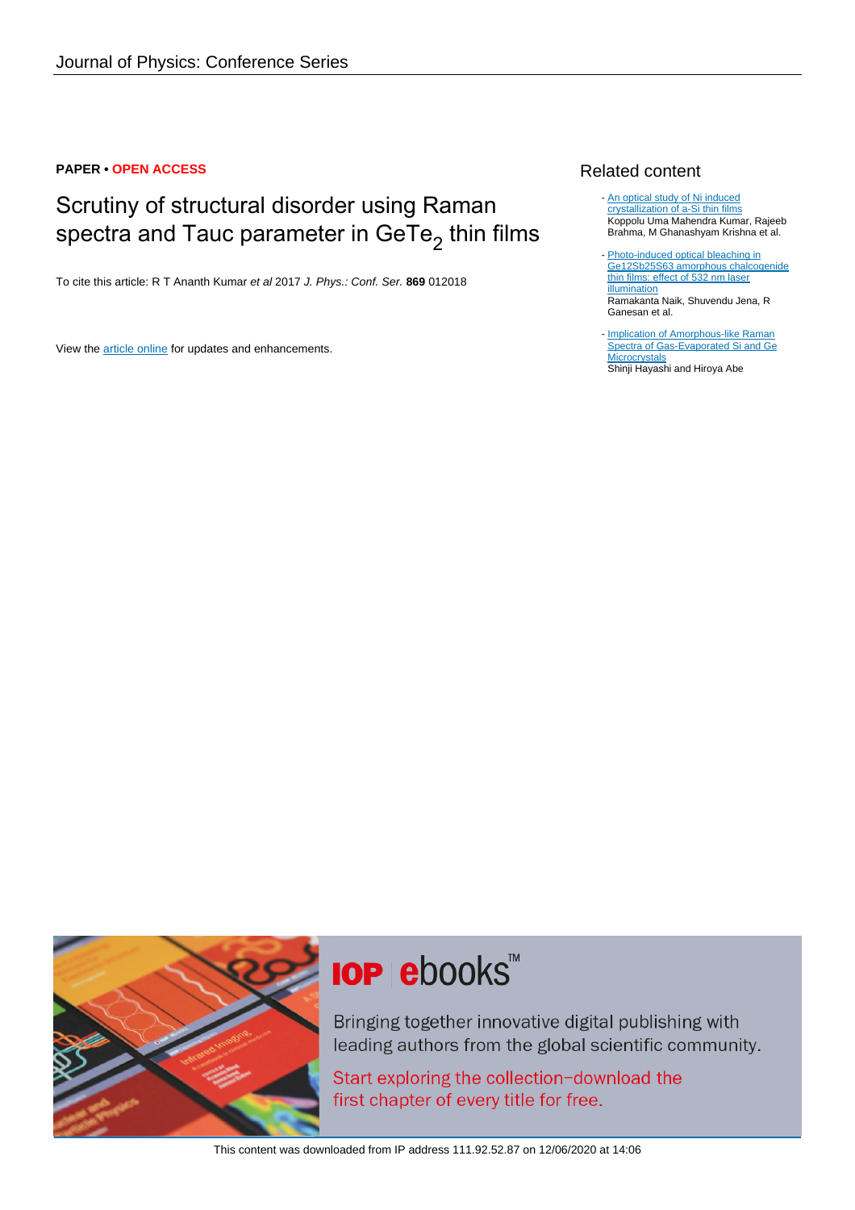Journal of Physics: Conference Series

**PAPER** • **OPEN ACCESS**

# Scrutiny of structural disorder using Raman spectra and Tauc parameter in $GeTe_2$ thin films

To cite this article: R T Ananth Kumar *et al* 2017 *J. Phys.: Conf. Ser.* **869** 012018

View the article online for updates and enhancements.

## Related content

- An optical study of Ni induced crystallization of a-Si thin films
  Koppolu Uma Mahendra Kumar, Rajeeb Brahma, M Ghanashyam Krishna et al.

- Photo-induced optical bleaching in Ge12Sb25S63 amorphous chalcogenide thin films: effect of 532 nm laser illumination
  Ramakanta Naik, Shuvendu Jena, R Ganesan et al.

- Implication of Amorphous-like Raman Spectra of Gas-Evaporated Si and Ge Microcrystals
  Shinji Hayashi and Hiroya Abe

**IOP ebooks™**

Bringing together innovative digital publishing with leading authors from the global scientific community.

Start exploring the collection–download the first chapter of every title for free.

This content was downloaded from IP address 111.92.52.87 on 12/06/2020 at 14:06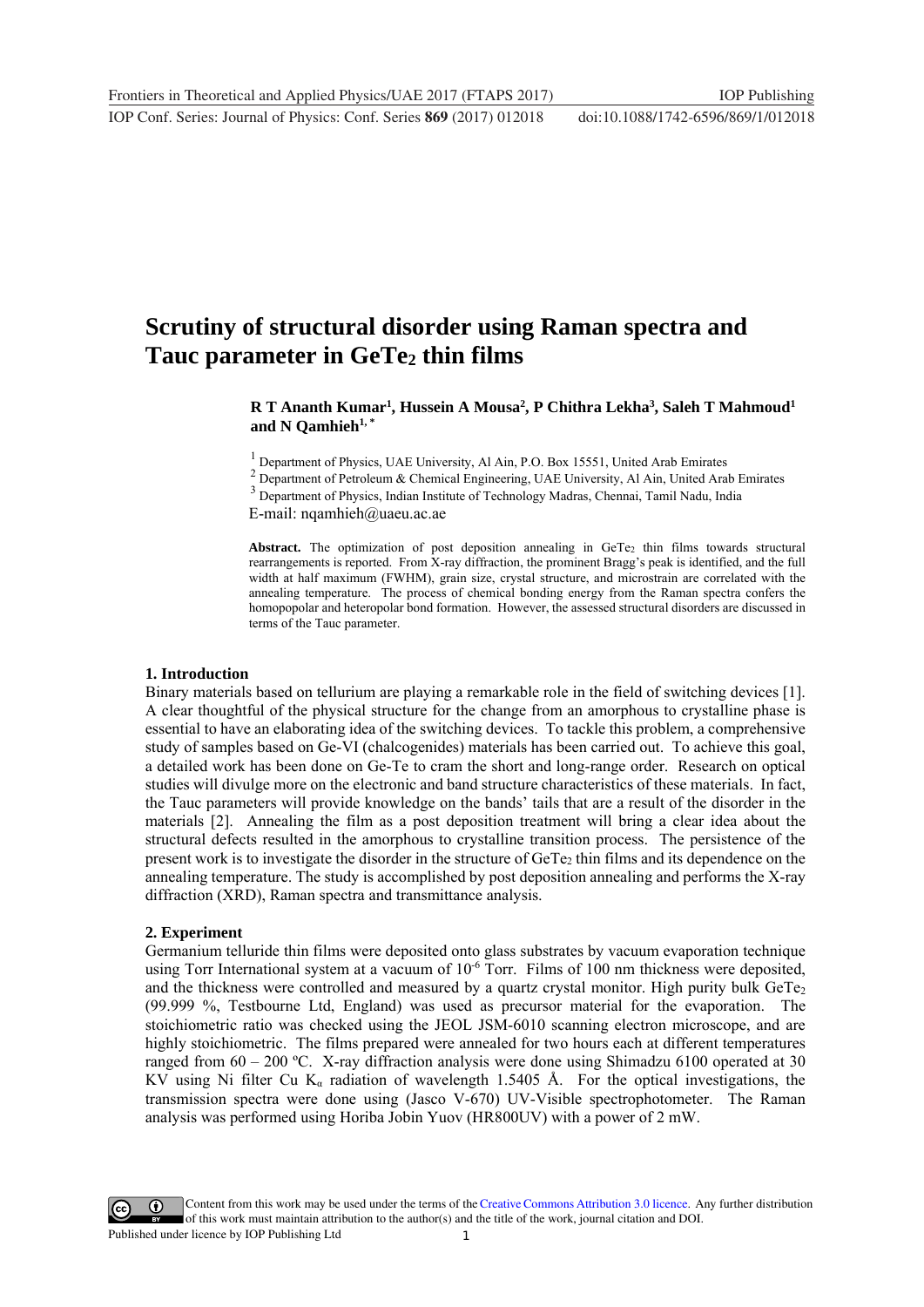# Scrutiny of structural disorder using Raman spectra and Tauc parameter in $GeTe_2$ thin films

**R T Ananth Kumar[1], Hussein A Mousa[2], P Chithra Lekha[3], Saleh T Mahmoud[1] and N Qamhieh[1,*]**

[1] Department of Physics, UAE University, Al Ain, P.O. Box 15551, United Arab Emirates

[2] Department of Petroleum & Chemical Engineering, UAE University, Al Ain, United Arab Emirates

[3] Department of Physics, Indian Institute of Technology Madras, Chennai, Tamil Nadu, India

E-mail: nqamhieh@uaeu.ac.ae

**Abstract.** The optimization of post deposition annealing in $GeTe_2$ thin films towards structural rearrangements is reported. From X-ray diffraction, the prominent Bragg's peak is identified, and the full width at half maximum (FWHM), grain size, crystal structure, and microstrain are correlated with the annealing temperature. The process of chemical bonding energy from the Raman spectra confers the homopopolar and heteropolar bond formation. However, the assessed structural disorders are discussed in terms of the Tauc parameter.

## 1. Introduction

Binary materials based on tellurium are playing a remarkable role in the field of switching devices [1]. A clear thoughtful of the physical structure for the change from an amorphous to crystalline phase is essential to have an elaborating idea of the switching devices. To tackle this problem, a comprehensive study of samples based on Ge-VI (chalcogenides) materials has been carried out. To achieve this goal, a detailed work has been done on Ge-Te to cram the short and long-range order. Research on optical studies will divulge more on the electronic and band structure characteristics of these materials. In fact, the Tauc parameters will provide knowledge on the bands' tails that are a result of the disorder in the materials [2]. Annealing the film as a post deposition treatment will bring a clear idea about the structural defects resulted in the amorphous to crystalline transition process. The persistence of the present work is to investigate the disorder in the structure of $GeTe_2$ thin films and its dependence on the annealing temperature. The study is accomplished by post deposition annealing and performs the X-ray diffraction (XRD), Raman spectra and transmittance analysis.

## 2. Experiment

Germanium telluride thin films were deposited onto glass substrates by vacuum evaporation technique using Torr International system at a vacuum of $10^{-6}$ Torr. Films of 100 nm thickness were deposited, and the thickness were controlled and measured by a quartz crystal monitor. High purity bulk $GeTe_2$ (99.999 %, Testbourne Ltd, England) was used as precursor material for the evaporation. The stoichiometric ratio was checked using the JEOL JSM-6010 scanning electron microscope, and are highly stoichiometric. The films prepared were annealed for two hours each at different temperatures ranged from 60 – 200 ºC. X-ray diffraction analysis were done using Shimadzu 6100 operated at 30 KV using Ni filter Cu $K_\alpha$ radiation of wavelength 1.5405 Å. For the optical investigations, the transmission spectra were done using (Jasco V-670) UV-Visible spectrophotometer. The Raman analysis was performed using Horiba Jobin Yuov (HR800UV) with a power of 2 mW.

Content from this work may be used under the terms of the Creative Commons Attribution 3.0 licence. Any further distribution of this work must maintain attribution to the author(s) and the title of the work, journal citation and DOI.
Published under licence by IOP Publishing Ltd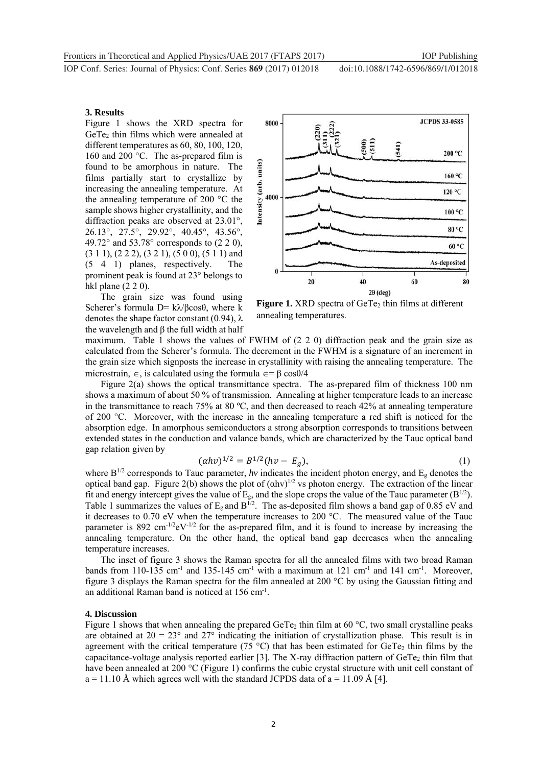### 3. Results

Figure 1 shows the XRD spectra for $GeTe_2$ thin films which were annealed at different temperatures as 60, 80, 100, 120, 160 and 200 °C. The as-prepared film is found to be amorphous in nature. The films partially start to crystallize by increasing the annealing temperature. At the annealing temperature of 200 °C the sample shows higher crystallinity, and the diffraction peaks are observed at 23.01°, 26.13°, 27.5°, 29.92°, 40.45°, 43.56°, 49.72° and 53.78° corresponds to (2 2 0), (3 1 1), (2 2 2), (3 2 1), (5 0 0), (5 1 1) and (5 4 1) planes, respectively. The prominent peak is found at 23° belongs to hkl plane (2 2 0).

**Figure 1.** XRD spectra of $GeTe_2$ thin films at different annealing temperatures.

The grain size was found using Scherer's formula $D = k\lambda/\beta\cos\theta$, where k denotes the shape factor constant (0.94), λ the wavelength and β the full width at half maximum. Table 1 shows the values of FWHM of (2 2 0) diffraction peak and the grain size as calculated from the Scherer's formula. The decrement in the FWHM is a signature of an increment in the grain size which signposts the increase in crystallinity with raising the annealing temperature. The microstrain, ∈, is calculated using the formula $\in = \beta \cos\theta/4$

Figure 2(a) shows the optical transmittance spectra. The as-prepared film of thickness 100 nm shows a maximum of about 50 % of transmission. Annealing at higher temperature leads to an increase in the transmittance to reach 75% at 80 ºC, and then decreased to reach 42% at annealing temperature of 200 °C. Moreover, with the increase in the annealing temperature a red shift is noticed for the absorption edge. In amorphous semiconductors a strong absorption corresponds to transitions between extended states in the conduction and valance bands, which are characterized by the Tauc optical band gap relation given by

$$(\alpha h\nu)^{1/2} = B^{1/2}(h\nu - E_g), \tag{1}$$

where $B^{1/2}$ corresponds to Tauc parameter, $h\nu$ indicates the incident photon energy, and $E_g$ denotes the optical band gap. Figure 2(b) shows the plot of $(\alpha h\nu)^{1/2}$ vs photon energy. The extraction of the linear fit and energy intercept gives the value of $E_g$, and the slope crops the value of the Tauc parameter ($B^{1/2}$). Table 1 summarizes the values of $E_g$ and $B^{1/2}$. The as-deposited film shows a band gap of 0.85 eV and it decreases to 0.70 eV when the temperature increases to 200 °C. The measured value of the Tauc parameter is 892 $cm^{-1/2}eV^{-1/2}$ for the as-prepared film, and it is found to increase by increasing the annealing temperature. On the other hand, the optical band gap decreases when the annealing temperature increases.

The inset of figure 3 shows the Raman spectra for all the annealed films with two broad Raman bands from 110-135 $cm^{-1}$ and 135-145 $cm^{-1}$ with a maximum at 121 $cm^{-1}$ and 141 $cm^{-1}$. Moreover, figure 3 displays the Raman spectra for the film annealed at 200 °C by using the Gaussian fitting and an additional Raman band is noticed at 156 $cm^{-1}$.

### 4. Discussion

Figure 1 shows that when annealing the prepared $GeTe_2$ thin film at 60 °C, two small crystalline peaks are obtained at $2\theta = 23°$ and 27° indicating the initiation of crystallization phase. This result is in agreement with the critical temperature (75 °C) that has been estimated for $GeTe_2$ thin films by the capacitance-voltage analysis reported earlier [3]. The X-ray diffraction pattern of $GeTe_2$ thin film that have been annealed at 200 °C (Figure 1) confirms the cubic crystal structure with unit cell constant of a = 11.10 Å which agrees well with the standard JCPDS data of a = 11.09 Å [4].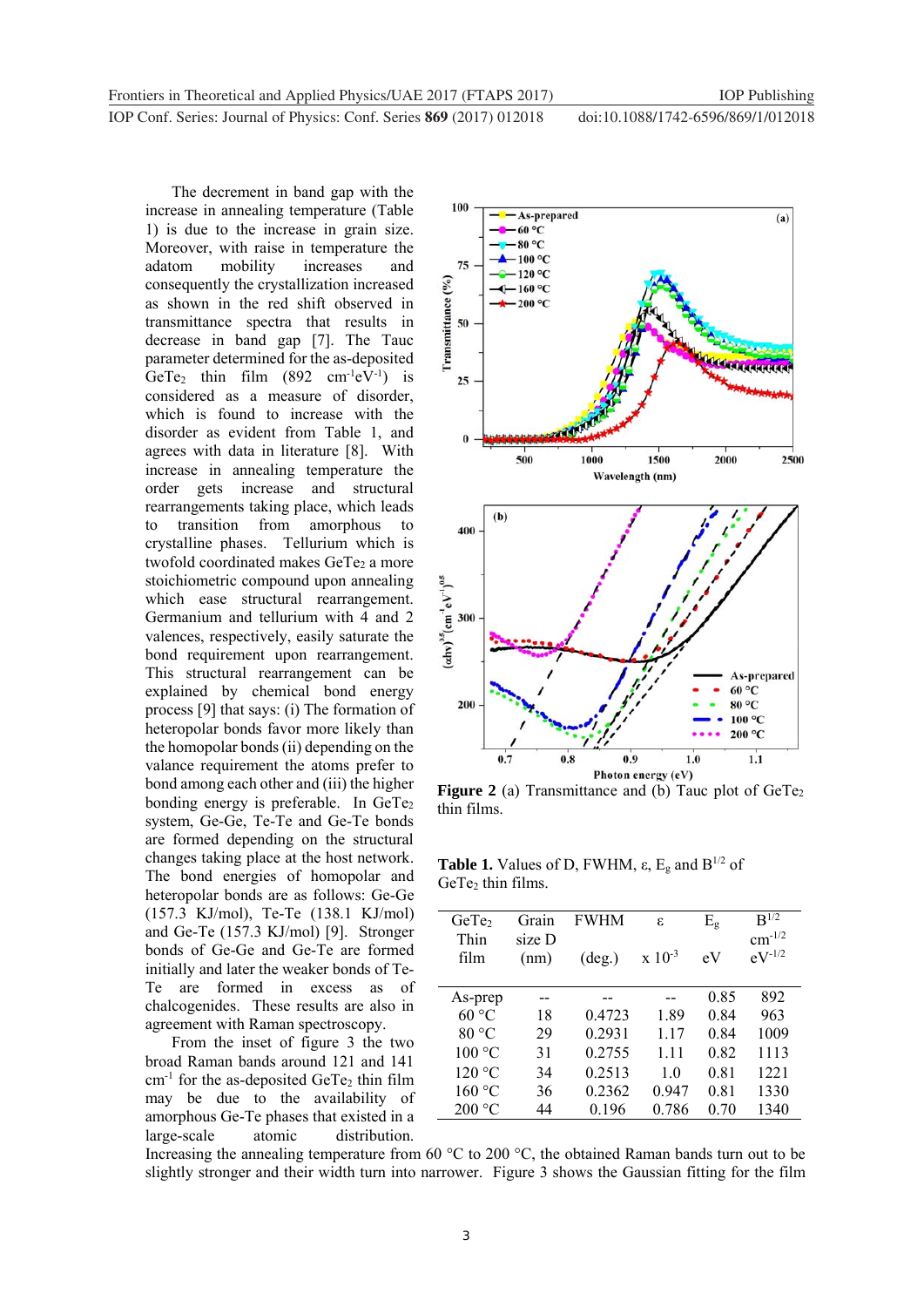The decrement in band gap with the increase in annealing temperature (Table 1) is due to the increase in grain size. Moreover, with raise in temperature the adatom mobility increases and consequently the crystallization increased as shown in the red shift observed in transmittance spectra that results in decrease in band gap [7]. The Tauc parameter determined for the as-deposited $GeTe_2$ thin film (892 $cm^{-1}eV^{-1}$) is considered as a measure of disorder, which is found to increase with the disorder as evident from Table 1, and agrees with data in literature [8]. With increase in annealing temperature the order gets increase and structural rearrangements taking place, which leads to transition from amorphous to crystalline phases. Tellurium which is twofold coordinated makes $GeTe_2$ a more stoichiometric compound upon annealing which ease structural rearrangement. Germanium and tellurium with 4 and 2 valences, respectively, easily saturate the bond requirement upon rearrangement. This structural rearrangement can be explained by chemical bond energy process [9] that says: (i) The formation of heteropolar bonds favor more likely than the homopolar bonds (ii) depending on the valance requirement the atoms prefer to bond among each other and (iii) the higher bonding energy is preferable. In $GeTe_2$ system, Ge-Ge, Te-Te and Ge-Te bonds are formed depending on the structural changes taking place at the host network. The bond energies of homopolar and heteropolar bonds are as follows: Ge-Ge (157.3 KJ/mol), Te-Te (138.1 KJ/mol) and Ge-Te (157.3 KJ/mol) [9]. Stronger bonds of Ge-Ge and Ge-Te are formed initially and later the weaker bonds of Te-Te are formed in excess as of chalcogenides. These results are also in agreement with Raman spectroscopy.

From the inset of figure 3 the two broad Raman bands around 121 and 141 $cm^{-1}$ for the as-deposited $GeTe_2$ thin film may be due to the availability of amorphous Ge-Te phases that existed in a large-scale atomic distribution. Increasing the annealing temperature from 60 °C to 200 °C, the obtained Raman bands turn out to be slightly stronger and their width turn into narrower. Figure 3 shows the Gaussian fitting for the film

**Figure 2** (a) Transmittance and (b) Tauc plot of $GeTe_2$ thin films.

**Table 1.** Values of D, FWHM, ε, $E_g$ and $B^{1/2}$ of $GeTe_2$ thin films.

| $GeTe_2$ Thin film | Grain size D (nm) | FWHM (deg.) | ε $\times 10^{-3}$ | $E_g$ eV | $B^{1/2}$ $cm^{-1/2}$ $eV^{-1/2}$ |
|---|---|---|---|---|---|
| As-prep | -- | -- | -- | 0.85 | 892 |
| 60 °C | 18 | 0.4723 | 1.89 | 0.84 | 963 |
| 80 °C | 29 | 0.2931 | 1.17 | 0.84 | 1009 |
| 100 °C | 31 | 0.2755 | 1.11 | 0.82 | 1113 |
| 120 °C | 34 | 0.2513 | 1.0 | 0.81 | 1221 |
| 160 °C | 36 | 0.2362 | 0.947 | 0.81 | 1330 |
| 200 °C | 44 | 0.196 | 0.786 | 0.70 | 1340 |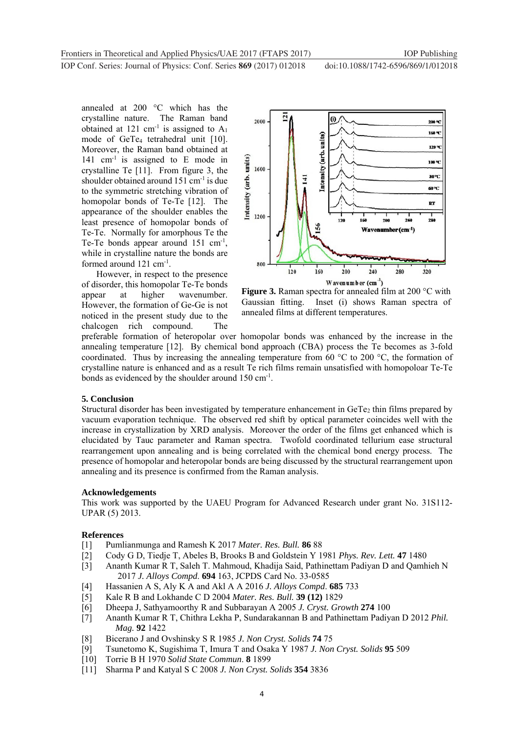annealed at 200 °C which has the crystalline nature. The Raman band obtained at 121 $cm^{-1}$ is assigned to $A_1$ mode of $GeTe_4$ tetrahedral unit [10]. Moreover, the Raman band obtained at 141 $cm^{-1}$ is assigned to E mode in crystalline Te [11]. From figure 3, the shoulder obtained around 151 $cm^{-1}$ is due to the symmetric stretching vibration of homopolar bonds of Te-Te [12]. The appearance of the shoulder enables the least presence of homopolar bonds of Te-Te. Normally for amorphous Te the Te-Te bonds appear around 151 $cm^{-1}$, while in crystalline nature the bonds are formed around 121 $cm^{-1}$.

However, in respect to the presence of disorder, this homopolar Te-Te bonds appear at higher wavenumber. However, the formation of Ge-Ge is not noticed in the present study due to the chalcogen rich compound. The preferable formation of heteropolar over homopolar bonds was enhanced by the increase in the annealing temperature [12]. By chemical bond approach (CBA) process the Te becomes as 3-fold coordinated. Thus by increasing the annealing temperature from 60 °C to 200 °C, the formation of crystalline nature is enhanced and as a result Te rich films remain unsatisfied with homopoloar Te-Te bonds as evidenced by the shoulder around 150 $cm^{-1}$.

Intensity (arb. units)
Wavenumber ($cm^{-1}$)
121
141
156
2000
1600
1200
800
120
160
200
240
280
320
(i)
Intensity (arb. units)
Wavenumber($cm^{-1}$)
200 °C
160 °C
120 °C
100 °C
80°C
60°C
RT
120
160
200
240
280

**Figure 3.** Raman spectra for annealed film at 200 °C with Gaussian fitting. Inset (i) shows Raman spectra of annealed films at different temperatures.

### 5. Conclusion

Structural disorder has been investigated by temperature enhancement in $GeTe_2$ thin films prepared by vacuum evaporation technique. The observed red shift by optical parameter coincides well with the increase in crystallization by XRD analysis. Moreover the order of the films get enhanced which is elucidated by Tauc parameter and Raman spectra. Twofold coordinated tellurium ease structural rearrangement upon annealing and is being correlated with the chemical bond energy process. The presence of homopolar and heteropolar bonds are being discussed by the structural rearrangement upon annealing and its presence is confirmed from the Raman analysis.

### Acknowledgements

This work was supported by the UAEU Program for Advanced Research under grant No. 31S112-UPAR (5) 2013.

### References

[1] Pumlianmunga and Ramesh K 2017 *Mater. Res. Bull.* **86** 88
[2] Cody G D, Tiedje T, Abeles B, Brooks B and Goldstein Y 1981 *Phys. Rev. Lett.* **47** 1480
[3] Ananth Kumar R T, Saleh T. Mahmoud, Khadija Said, Pathinettam Padiyan D and Qamhieh N 2017 *J. Alloys Compd.* **694** 163, JCPDS Card No. 33-0585
[4] Hassanien A S, Aly K A and Akl A A 2016 *J. Alloys Compd*. **685** 733
[5] Kale R B and Lokhande C D 2004 *Mater. Res. Bull.* **39 (12)** 1829
[6] Dheepa J, Sathyamoorthy R and Subbarayan A 2005 *J. Cryst. Growth* **274** 100
[7] Ananth Kumar R T, Chithra Lekha P, Sundarakannan B and Pathinettam Padiyan D 2012 *Phil. Mag.* **92** 1422
[8] Bicerano J and Ovshinsky S R 1985 *J. Non Cryst. Solids* **74** 75
[9] Tsunetomo K, Sugishima T, Imura T and Osaka Y 1987 *J. Non Cryst. Solids* **95** 509
[10] Torrie B H 1970 *Solid State Commun*. **8** 1899
[11] Sharma P and Katyal S C 2008 *J. Non Cryst. Solids* **354** 3836